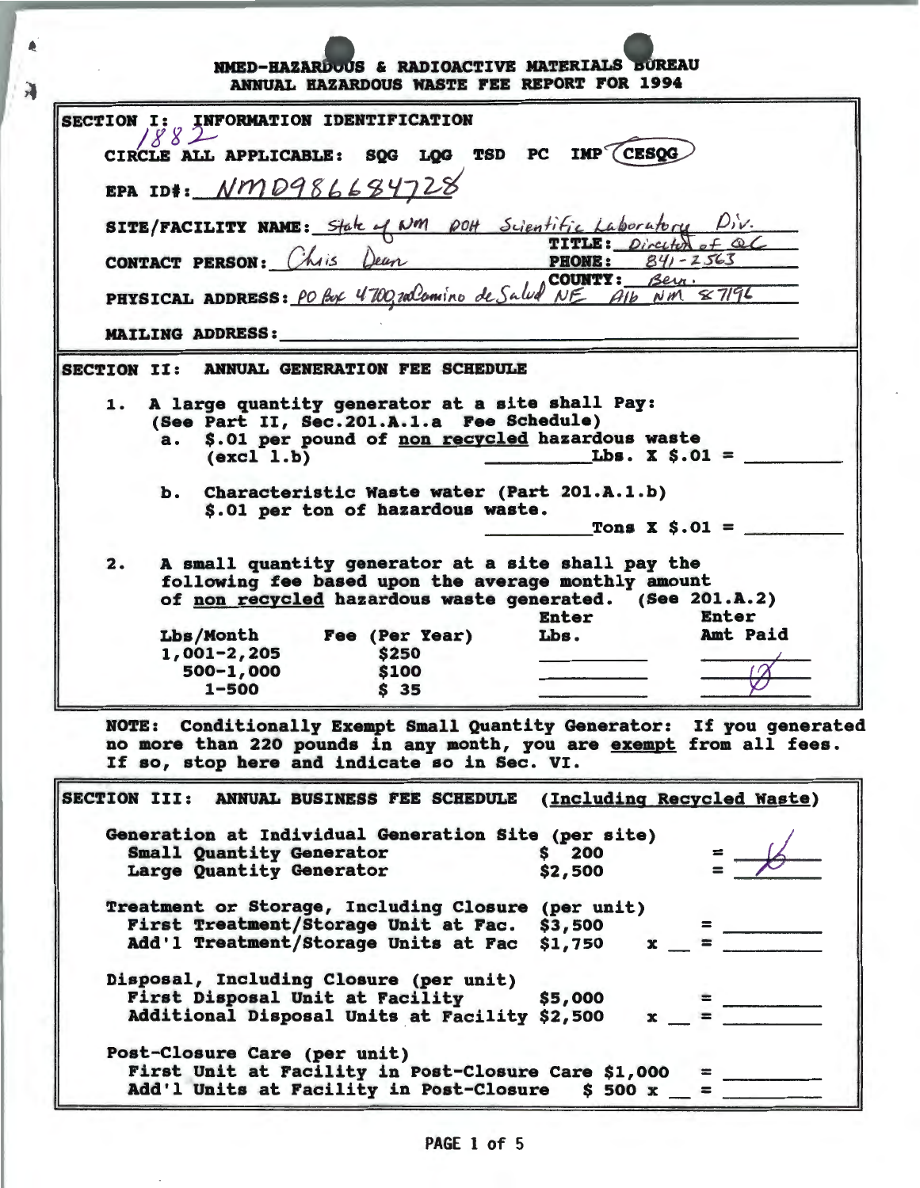# NMED-HAZARDOUS & RADIOACTIVE MATERIALS BUREAU
## ANNUAL HAZARDOUS WASTE FEE REPORT FOR 1994

### SECTION I: INFORMATION IDENTIFICATION

1882

CIRCLE ALL APPLICABLE: SQG LQG TSD PC IMP **(CESQG)** (circled)

EPA ID#: NMD986684728

SITE/FACILITY NAME: State of NM DOH Scientific Laboratory Div.

CONTACT PERSON: Chris Dean  TITLE: Director of QC  PHONE: 841-2563

PHYSICAL ADDRESS: PO Box 4700, 700 Camino de Salud NE Alb NM 87196  COUNTY: Bern.

MAILING ADDRESS: ____________

### SECTION II: ANNUAL GENERATION FEE SCHEDULE

1. A large quantity generator at a site shall Pay: (See Part II, Sec.201.A.1.a Fee Schedule)
   a. $.01 per pound of <u>non recycled</u> hazardous waste (excl 1.b) ________ Lbs. X $.01 = ________
   b. Characteristic Waste water (Part 201.A.1.b) $.01 per ton of hazardous waste. ________ Tons X $.01 = ________

2. A small quantity generator at a site shall pay the following fee based upon the average monthly amount of <u>non recycled</u> hazardous waste generated. (See 201.A.2)

| Lbs/Month | Fee (Per Year) | Enter Lbs. | Enter Amt Paid |
|---|---|---|---|
| 1,001-2,205 | $250 | | |
| 500-1,000 | $100 | | Ø |
| 1-500 | $ 35 | | |

NOTE: Conditionally Exempt Small Quantity Generator: If you generated no more than 220 pounds in any month, you are <u>exempt</u> from all fees. If so, stop here and indicate so in Sec. VI.

### SECTION III: ANNUAL BUSINESS FEE SCHEDULE (<u>Including Recycled Waste</u>)

Generation at Individual Generation Site (per site)

| | | |
|---|---|---|
| Small Quantity Generator | $ 200 | = Ø |
| Large Quantity Generator | $2,500 | = |

Treatment or Storage, Including Closure (per unit)

| | | |
|---|---|---|
| First Treatment/Storage Unit at Fac. | $3,500 | = ________ |
| Add'l Treatment/Storage Units at Fac | $1,750 x __ | = ________ |

Disposal, Including Closure (per unit)

| | | |
|---|---|---|
| First Disposal Unit at Facility | $5,000 | = ________ |
| Additional Disposal Units at Facility | $2,500 x __ | = ________ |

Post-Closure Care (per unit)

| | | |
|---|---|---|
| First Unit at Facility in Post-Closure Care | $1,000 | = ________ |
| Add'l Units at Facility in Post-Closure | $ 500 x __ | = ________ |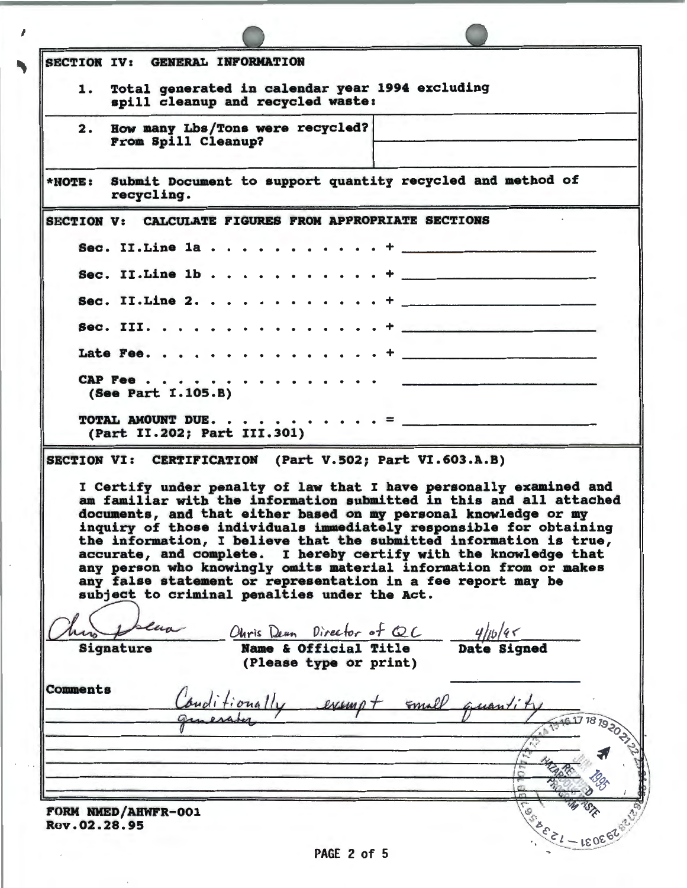## SECTION IV: GENERAL INFORMATION

1. Total generated in calendar year 1994 excluding spill cleanup and recycled waste:

2. How many Lbs/Tons were recycled? From Spill Cleanup?

*NOTE: Submit Document to support quantity recycled and method of recycling.

## SECTION V: CALCULATE FIGURES FROM APPROPRIATE SECTIONS

Sec. II.Line 1a . . . . . . . . . . . . + ____________

Sec. II.Line 1b . . . . . . . . . . . . + ____________

Sec. II.Line 2. . . . . . . . . . . . . + ____________

Sec. III. . . . . . . . . . . . . . . . + ____________

Late Fee. . . . . . . . . . . . . . . . + ____________

CAP Fee . . . . . . . . . . . . . . . . ____________
(See Part I.105.B)

TOTAL AMOUNT DUE. . . . . . . . . . . . = ____________
(Part II.202; Part III.301)

## SECTION VI: CERTIFICATION (Part V.502; Part VI.603.A.B)

I Certify under penalty of law that I have personally examined and am familiar with the information submitted in this and all attached documents, and that either based on my personal knowledge or my inquiry of those individuals immediately responsible for obtaining the information, I believe that the submitted information is true, accurate, and complete. I hereby certify with the knowledge that any person who knowingly omits material information from or makes any false statement or representation in a fee report may be subject to criminal penalties under the Act.

| Chris Dean | Chris Dean Director of QC | 4/10/95 |
|---|---|---|
| Signature | Name & Official Title (Please type or print) | Date Signed |

Comments: Conditionally exempt small quantity generator

RECEIVED JUN 1995 HAZARDOUS WASTE PROGRAM

FORM NMED/AHWFR-001
Rev.02.28.95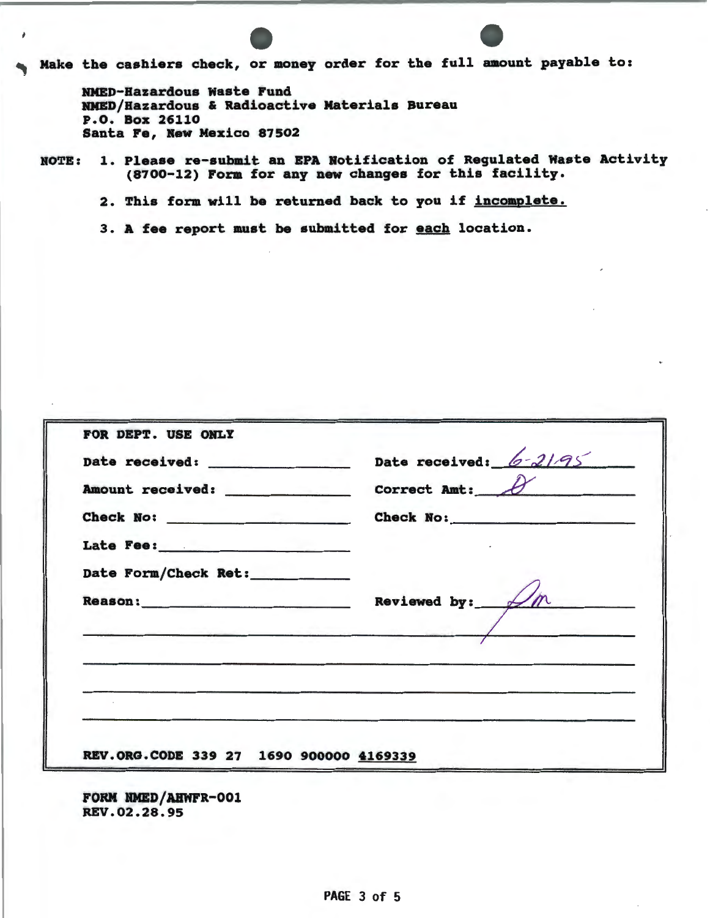Make the cashiers check, or money order for the full amount payable to:

NMED-Hazardous Waste Fund
NMED/Hazardous & Radioactive Materials Bureau
P.O. Box 26110
Santa Fe, New Mexico 87502

**NOTE:**

1. Please re-submit an EPA Notification of Regulated Waste Activity (8700-12) Form for any new changes for this facility.
2. This form will be returned back to you if <u>incomplete.</u>
3. A fee report must be submitted for <u>each</u> location.

| FOR DEPT. USE ONLY | |
|---|---|
| Date received: ____________ | Date received: 6-21-95 |
| Amount received: ____________ | Correct Amt: 0 |
| Check No: ____________ | Check No: ____________ |
| Late Fee: ____________ | |
| Date Form/Check Ret: ____________ | |
| Reason: ____________ | Reviewed by: [signature] |

REV.ORG.CODE 339 27 1690 900000 <u>4169339</u>

FORM NMED/AHWFR-001
REV.02.28.95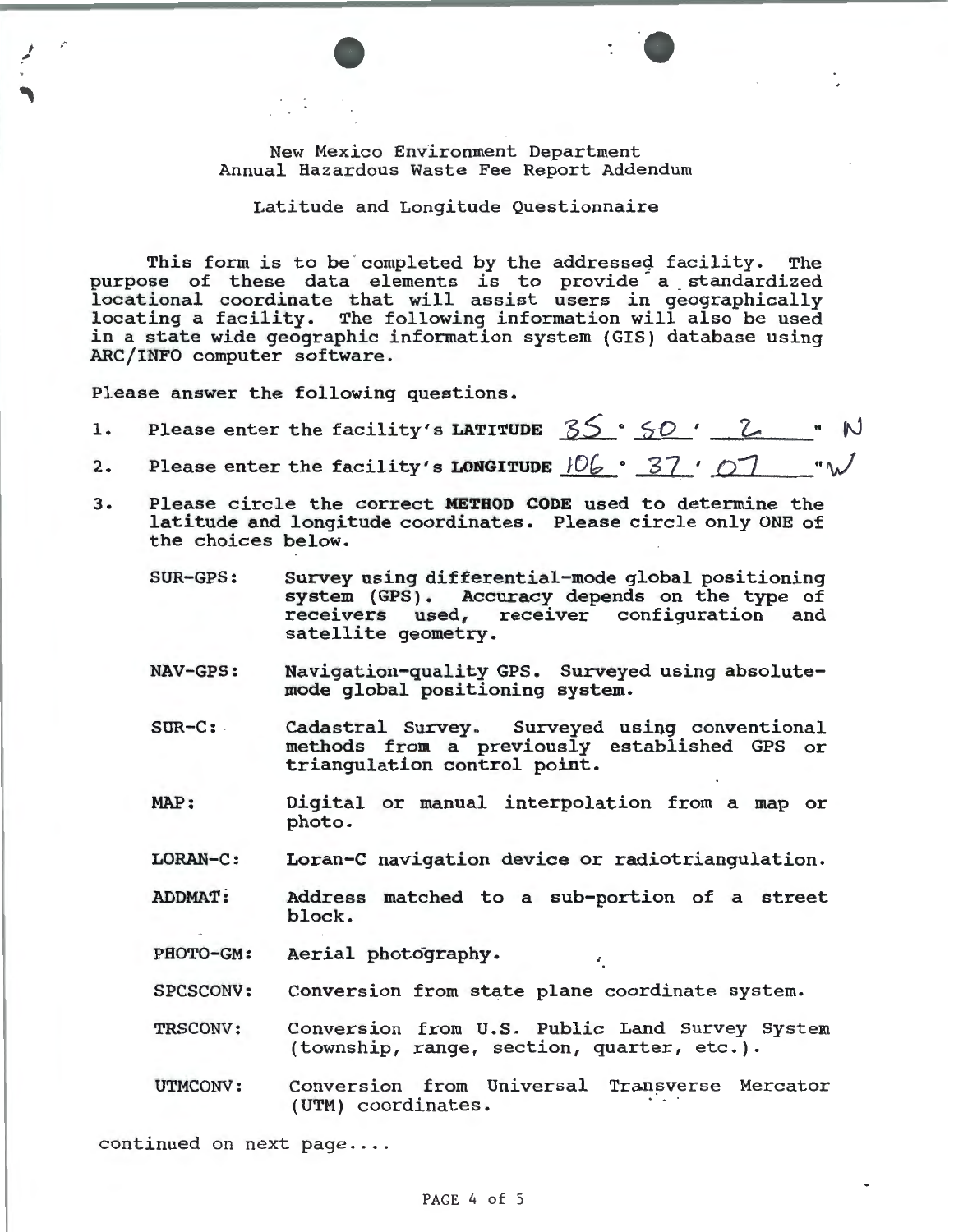New Mexico Environment Department
Annual Hazardous Waste Fee Report Addendum

Latitude and Longitude Questionnaire

This form is to be completed by the addressed facility. The purpose of these data elements is to provide a standardized locational coordinate that will assist users in geographically locating a facility. The following information will also be used in a state wide geographic information system (GIS) database using ARC/INFO computer software.

Please answer the following questions.

1. Please enter the facility's **LATITUDE** 35 ° 50 ' 2 " N
2. Please enter the facility's **LONGITUDE** 106 ° 37 ' 07 " W
3. Please circle the correct **METHOD CODE** used to determine the latitude and longitude coordinates. Please circle only ONE of the choices below.

   **SUR-GPS:** Survey using differential-mode global positioning system (GPS). Accuracy depends on the type of receivers used, receiver configuration and satellite geometry.

   **NAV-GPS:** Navigation-quality GPS. Surveyed using absolute-mode global positioning system.

   **SUR-C:** Cadastral Survey. Surveyed using conventional methods from a previously established GPS or triangulation control point.

   **MAP:** Digital or manual interpolation from a map or photo.

   **LORAN-C:** Loran-C navigation device or radiotriangulation.

   **ADDMAT:** Address matched to a sub-portion of a street block.

   **PHOTO-GM:** Aerial photography.

   **SPCSCONV:** Conversion from state plane coordinate system.

   **TRSCONV:** Conversion from U.S. Public Land Survey System (township, range, section, quarter, etc.).

   **UTMCONV:** Conversion from Universal Transverse Mercator (UTM) coordinates.

continued on next page....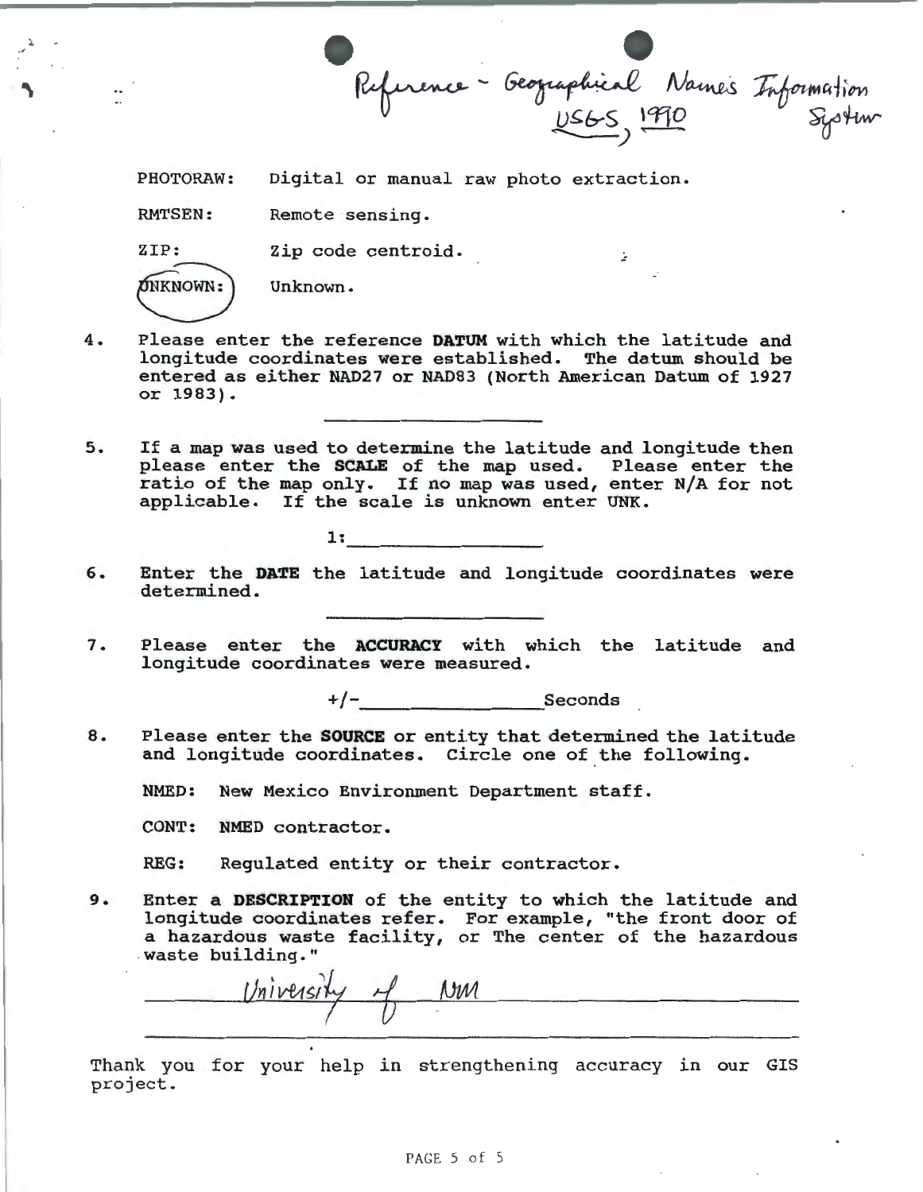Reference - Geographical Names Information System
USGS, 1990

PHOTORAW: Digital or manual raw photo extraction.

RMTSEN: Remote sensing.

ZIP: Zip code centroid.

UNKNOWN: Unknown.

4. Please enter the reference **DATUM** with which the latitude and longitude coordinates were established. The datum should be entered as either NAD27 or NAD83 (North American Datum of 1927 or 1983).

   \_\_\_\_\_\_\_\_\_\_\_\_\_\_\_\_\_\_\_\_

5. If a map was used to determine the latitude and longitude then please enter the **SCALE** of the map used. Please enter the ratio of the map only. If no map was used, enter N/A for not applicable. If the scale is unknown enter UNK.

   1:\_\_\_\_\_\_\_\_\_\_\_\_\_\_\_\_\_\_\_\_

6. Enter the **DATE** the latitude and longitude coordinates were determined.

   \_\_\_\_\_\_\_\_\_\_\_\_\_\_\_\_\_\_\_\_

7. Please enter the **ACCURACY** with which the latitude and longitude coordinates were measured.

   +/-\_\_\_\_\_\_\_\_\_\_\_\_\_\_\_\_\_\_Seconds

8. Please enter the **SOURCE** or entity that determined the latitude and longitude coordinates. Circle one of the following.

   **NMED:** New Mexico Environment Department staff.

   **CONT:** NMED contractor.

   **REG:** Regulated entity or their contractor.

9. Enter a **DESCRIPTION** of the entity to which the latitude and longitude coordinates refer. For example, "the front door of a hazardous waste facility, or The center of the hazardous waste building."

   University of NM

Thank you for your help in strengthening accuracy in our GIS project.